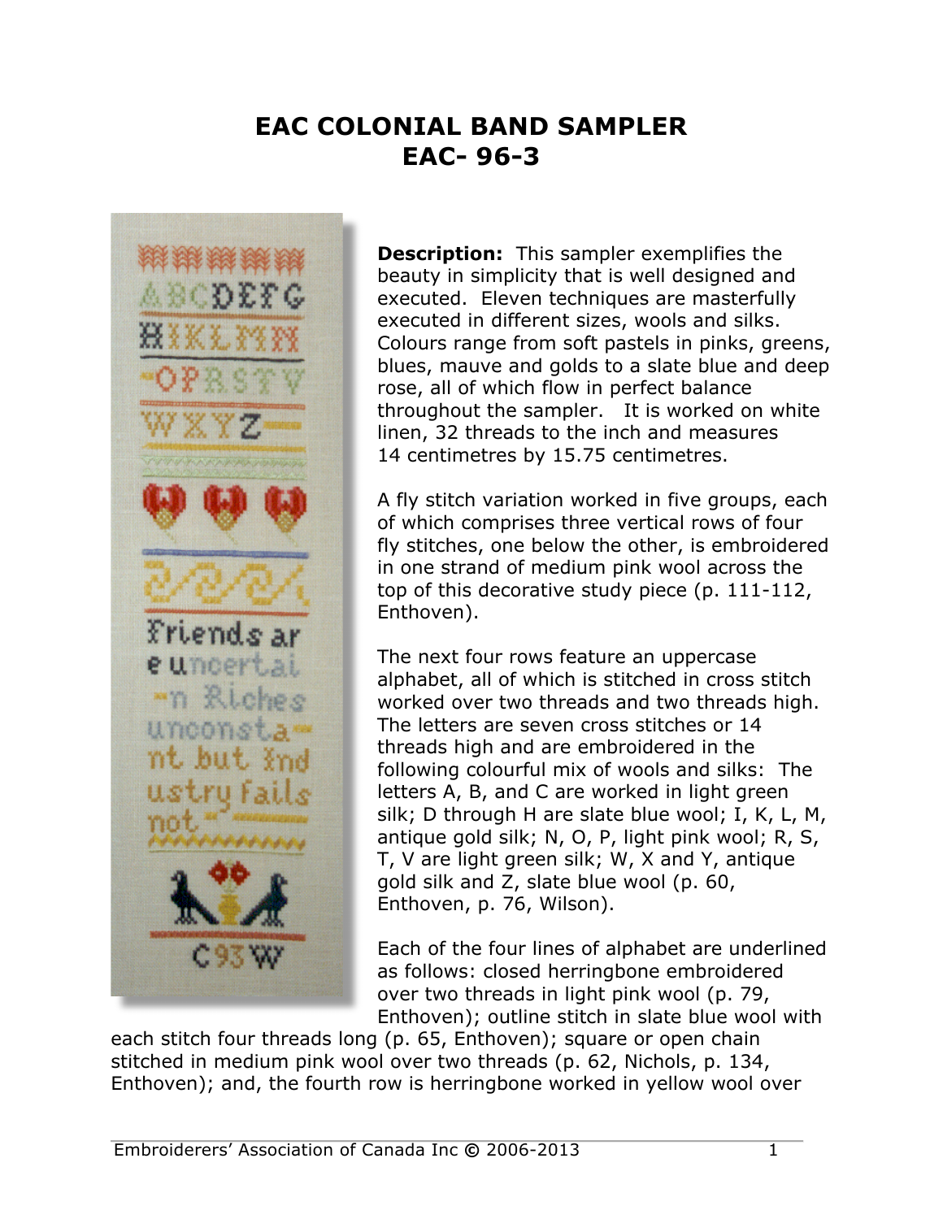# EAC COLONIAL BAND SAMPLER
# EAC- 96-3

**Description:** This sampler exemplifies the beauty in simplicity that is well designed and executed. Eleven techniques are masterfully executed in different sizes, wools and silks. Colours range from soft pastels in pinks, greens, blues, mauve and golds to a slate blue and deep rose, all of which flow in perfect balance throughout the sampler. It is worked on white linen, 32 threads to the inch and measures 14 centimetres by 15.75 centimetres.

A fly stitch variation worked in five groups, each of which comprises three vertical rows of four fly stitches, one below the other, is embroidered in one strand of medium pink wool across the top of this decorative study piece (p. 111-112, Enthoven).

The next four rows feature an uppercase alphabet, all of which is stitched in cross stitch worked over two threads and two threads high. The letters are seven cross stitches or 14 threads high and are embroidered in the following colourful mix of wools and silks: The letters A, B, and C are worked in light green silk; D through H are slate blue wool; I, K, L, M, antique gold silk; N, O, P, light pink wool; R, S, T, V are light green silk; W, X and Y, antique gold silk and Z, slate blue wool (p. 60, Enthoven, p. 76, Wilson).

Each of the four lines of alphabet are underlined as follows: closed herringbone embroidered over two threads in light pink wool (p. 79, Enthoven); outline stitch in slate blue wool with each stitch four threads long (p. 65, Enthoven); square or open chain stitched in medium pink wool over two threads (p. 62, Nichols, p. 134, Enthoven); and, the fourth row is herringbone worked in yellow wool over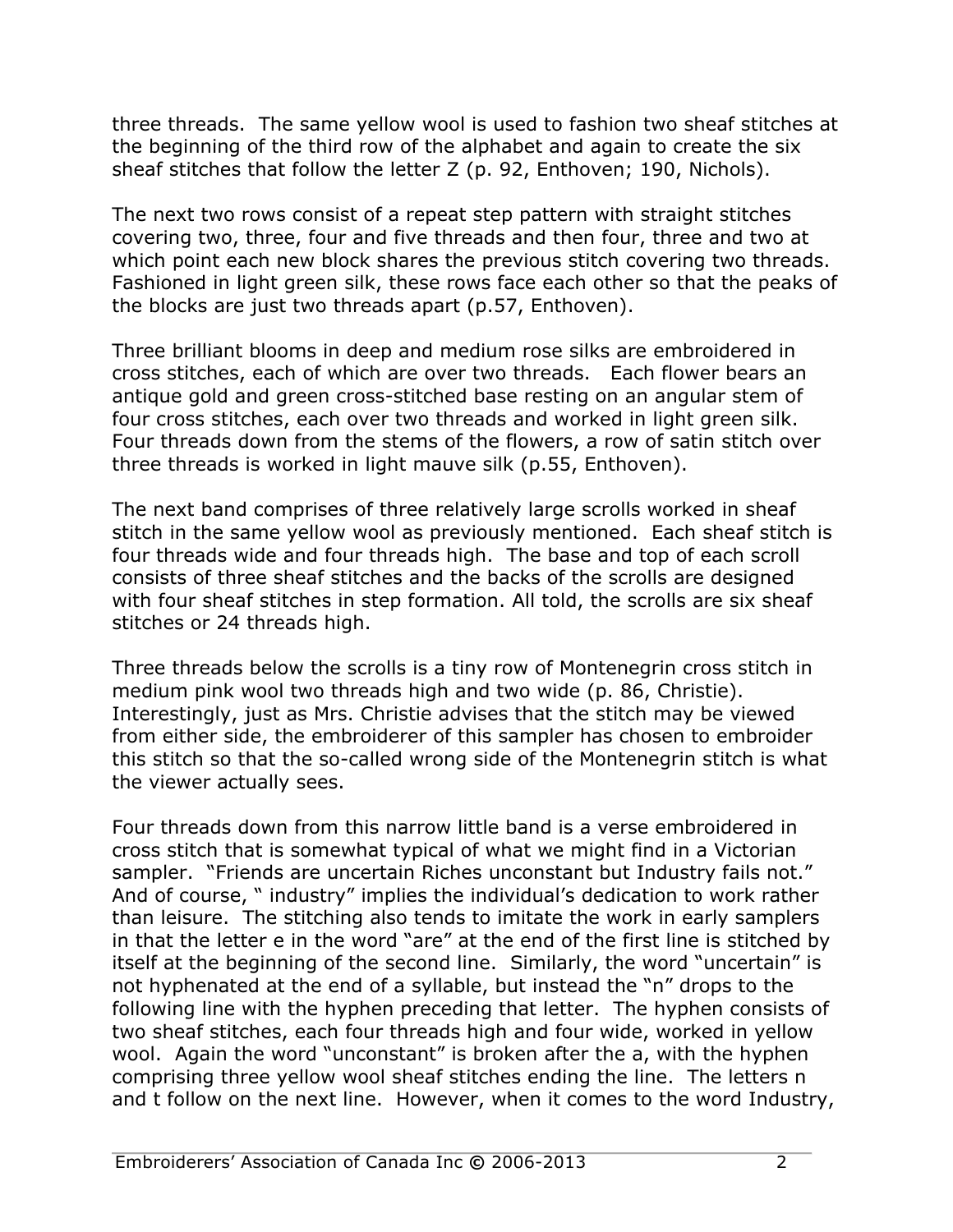three threads. The same yellow wool is used to fashion two sheaf stitches at the beginning of the third row of the alphabet and again to create the six sheaf stitches that follow the letter Z (p. 92, Enthoven; 190, Nichols).

The next two rows consist of a repeat step pattern with straight stitches covering two, three, four and five threads and then four, three and two at which point each new block shares the previous stitch covering two threads. Fashioned in light green silk, these rows face each other so that the peaks of the blocks are just two threads apart (p.57, Enthoven).

Three brilliant blooms in deep and medium rose silks are embroidered in cross stitches, each of which are over two threads. Each flower bears an antique gold and green cross-stitched base resting on an angular stem of four cross stitches, each over two threads and worked in light green silk. Four threads down from the stems of the flowers, a row of satin stitch over three threads is worked in light mauve silk (p.55, Enthoven).

The next band comprises of three relatively large scrolls worked in sheaf stitch in the same yellow wool as previously mentioned. Each sheaf stitch is four threads wide and four threads high. The base and top of each scroll consists of three sheaf stitches and the backs of the scrolls are designed with four sheaf stitches in step formation. All told, the scrolls are six sheaf stitches or 24 threads high.

Three threads below the scrolls is a tiny row of Montenegrin cross stitch in medium pink wool two threads high and two wide (p. 86, Christie). Interestingly, just as Mrs. Christie advises that the stitch may be viewed from either side, the embroiderer of this sampler has chosen to embroider this stitch so that the so-called wrong side of the Montenegrin stitch is what the viewer actually sees.

Four threads down from this narrow little band is a verse embroidered in cross stitch that is somewhat typical of what we might find in a Victorian sampler. "Friends are uncertain Riches unconstant but Industry fails not." And of course, " industry" implies the individual's dedication to work rather than leisure. The stitching also tends to imitate the work in early samplers in that the letter e in the word "are" at the end of the first line is stitched by itself at the beginning of the second line. Similarly, the word "uncertain" is not hyphenated at the end of a syllable, but instead the "n" drops to the following line with the hyphen preceding that letter. The hyphen consists of two sheaf stitches, each four threads high and four wide, worked in yellow wool. Again the word "unconstant" is broken after the a, with the hyphen comprising three yellow wool sheaf stitches ending the line. The letters n and t follow on the next line. However, when it comes to the word Industry,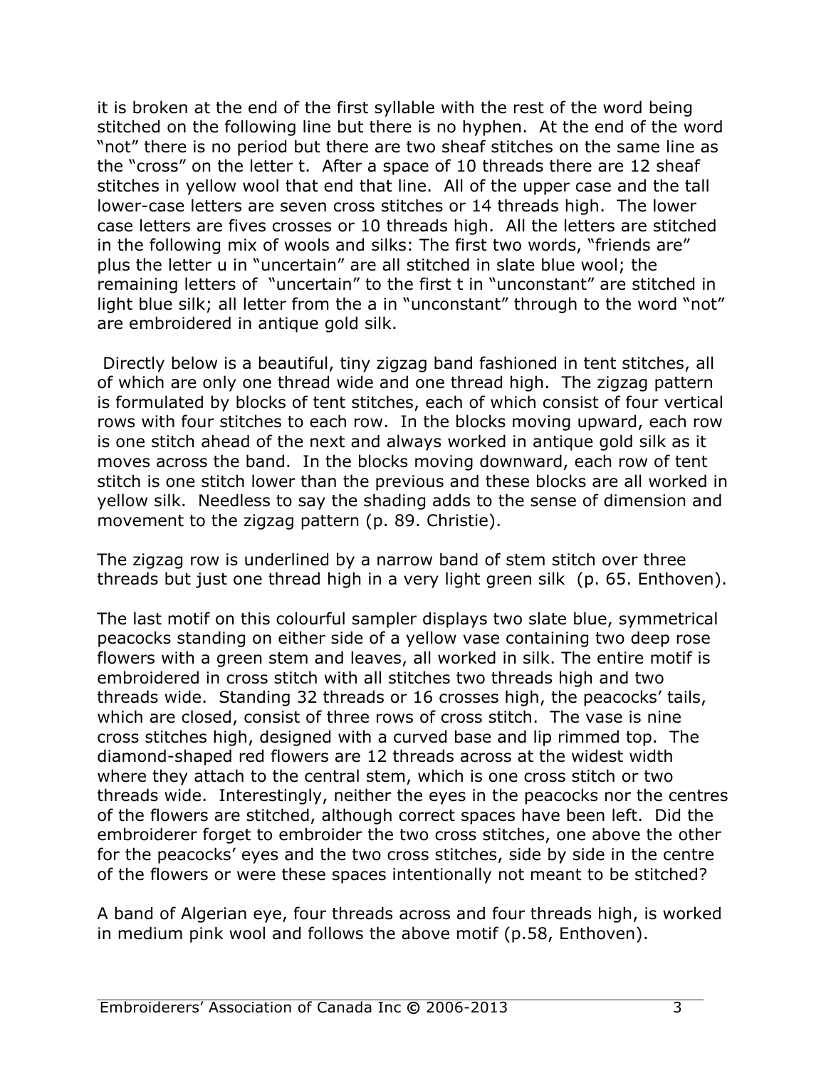it is broken at the end of the first syllable with the rest of the word being stitched on the following line but there is no hyphen. At the end of the word "not" there is no period but there are two sheaf stitches on the same line as the "cross" on the letter t. After a space of 10 threads there are 12 sheaf stitches in yellow wool that end that line. All of the upper case and the tall lower-case letters are seven cross stitches or 14 threads high. The lower case letters are fives crosses or 10 threads high. All the letters are stitched in the following mix of wools and silks: The first two words, "friends are" plus the letter u in "uncertain" are all stitched in slate blue wool; the remaining letters of "uncertain" to the first t in "unconstant" are stitched in light blue silk; all letter from the a in "unconstant" through to the word "not" are embroidered in antique gold silk.

Directly below is a beautiful, tiny zigzag band fashioned in tent stitches, all of which are only one thread wide and one thread high. The zigzag pattern is formulated by blocks of tent stitches, each of which consist of four vertical rows with four stitches to each row. In the blocks moving upward, each row is one stitch ahead of the next and always worked in antique gold silk as it moves across the band. In the blocks moving downward, each row of tent stitch is one stitch lower than the previous and these blocks are all worked in yellow silk. Needless to say the shading adds to the sense of dimension and movement to the zigzag pattern (p. 89. Christie).

The zigzag row is underlined by a narrow band of stem stitch over three threads but just one thread high in a very light green silk (p. 65. Enthoven).

The last motif on this colourful sampler displays two slate blue, symmetrical peacocks standing on either side of a yellow vase containing two deep rose flowers with a green stem and leaves, all worked in silk. The entire motif is embroidered in cross stitch with all stitches two threads high and two threads wide. Standing 32 threads or 16 crosses high, the peacocks' tails, which are closed, consist of three rows of cross stitch. The vase is nine cross stitches high, designed with a curved base and lip rimmed top. The diamond-shaped red flowers are 12 threads across at the widest width where they attach to the central stem, which is one cross stitch or two threads wide. Interestingly, neither the eyes in the peacocks nor the centres of the flowers are stitched, although correct spaces have been left. Did the embroiderer forget to embroider the two cross stitches, one above the other for the peacocks' eyes and the two cross stitches, side by side in the centre of the flowers or were these spaces intentionally not meant to be stitched?

A band of Algerian eye, four threads across and four threads high, is worked in medium pink wool and follows the above motif (p.58, Enthoven).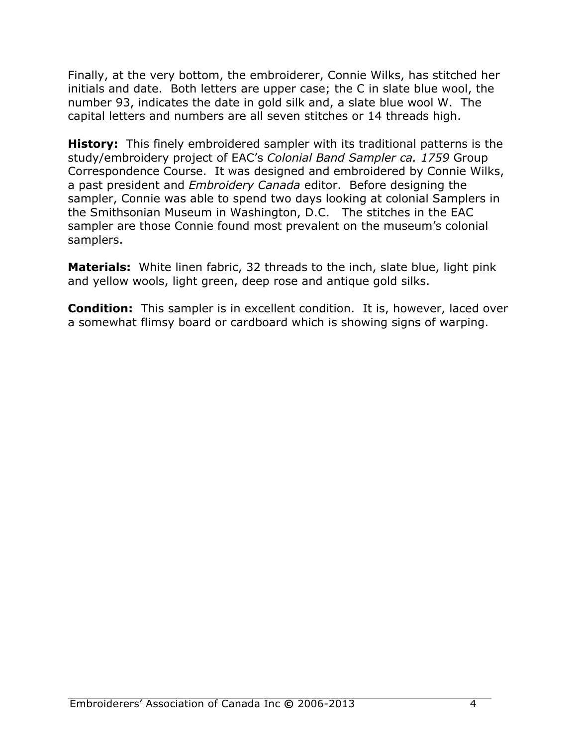Finally, at the very bottom, the embroiderer, Connie Wilks, has stitched her initials and date. Both letters are upper case; the C in slate blue wool, the number 93, indicates the date in gold silk and, a slate blue wool W. The capital letters and numbers are all seven stitches or 14 threads high.

**History:** This finely embroidered sampler with its traditional patterns is the study/embroidery project of EAC's *Colonial Band Sampler ca. 1759* Group Correspondence Course. It was designed and embroidered by Connie Wilks, a past president and *Embroidery Canada* editor. Before designing the sampler, Connie was able to spend two days looking at colonial Samplers in the Smithsonian Museum in Washington, D.C. The stitches in the EAC sampler are those Connie found most prevalent on the museum's colonial samplers.

**Materials:** White linen fabric, 32 threads to the inch, slate blue, light pink and yellow wools, light green, deep rose and antique gold silks.

**Condition:** This sampler is in excellent condition. It is, however, laced over a somewhat flimsy board or cardboard which is showing signs of warping.